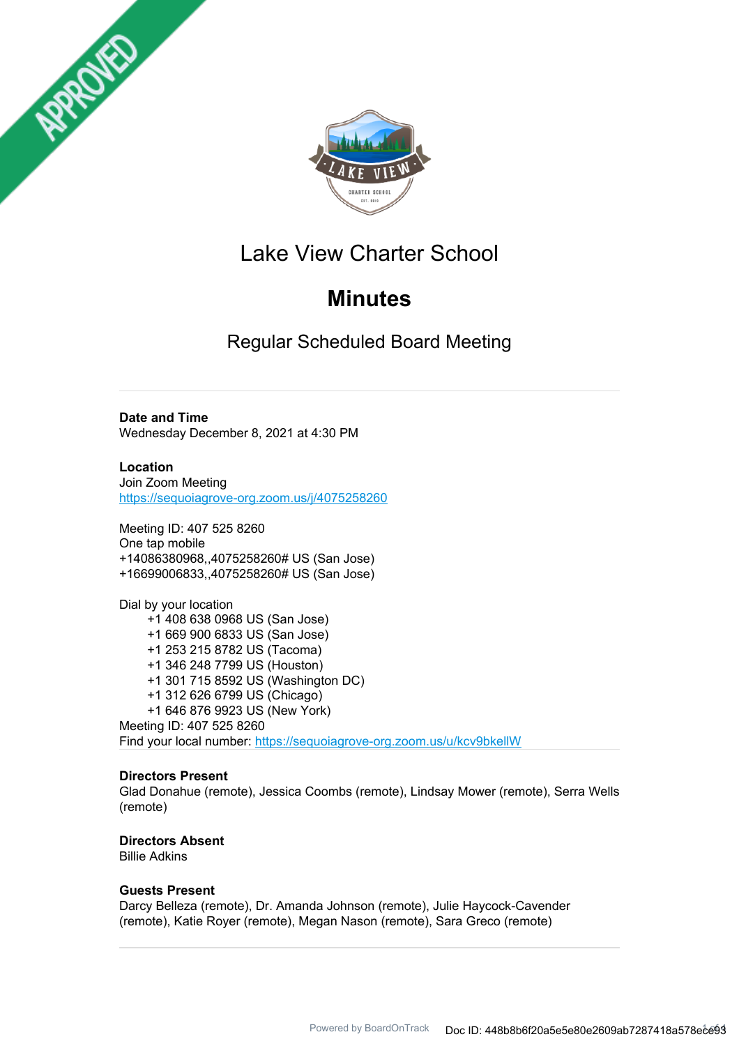# Lake View Charter School

## Minutes

### Regular Scheduled Board Meeting

---

**Date and Time**
Wednesday December 8, 2021 at 4:30 PM

**Location**
Join Zoom Meeting
https://sequoiagrove-org.zoom.us/j/4075258260

Meeting ID: 407 525 8260
One tap mobile
+14086380968,,4075258260# US (San Jose)
+16699006833,,4075258260# US (San Jose)

Dial by your location
+1 408 638 0968 US (San Jose)
+1 669 900 6833 US (San Jose)
+1 253 215 8782 US (Tacoma)
+1 346 248 7799 US (Houston)
+1 301 715 8592 US (Washington DC)
+1 312 626 6799 US (Chicago)
+1 646 876 9923 US (New York)
Meeting ID: 407 525 8260
Find your local number: https://sequoiagrove-org.zoom.us/u/kcv9bkellW

---

**Directors Present**
Glad Donahue (remote), Jessica Coombs (remote), Lindsay Mower (remote), Serra Wells (remote)

**Directors Absent**
Billie Adkins

**Guests Present**
Darcy Belleza (remote), Dr. Amanda Johnson (remote), Julie Haycock-Cavender (remote), Katie Royer (remote), Megan Nason (remote), Sara Greco (remote)

---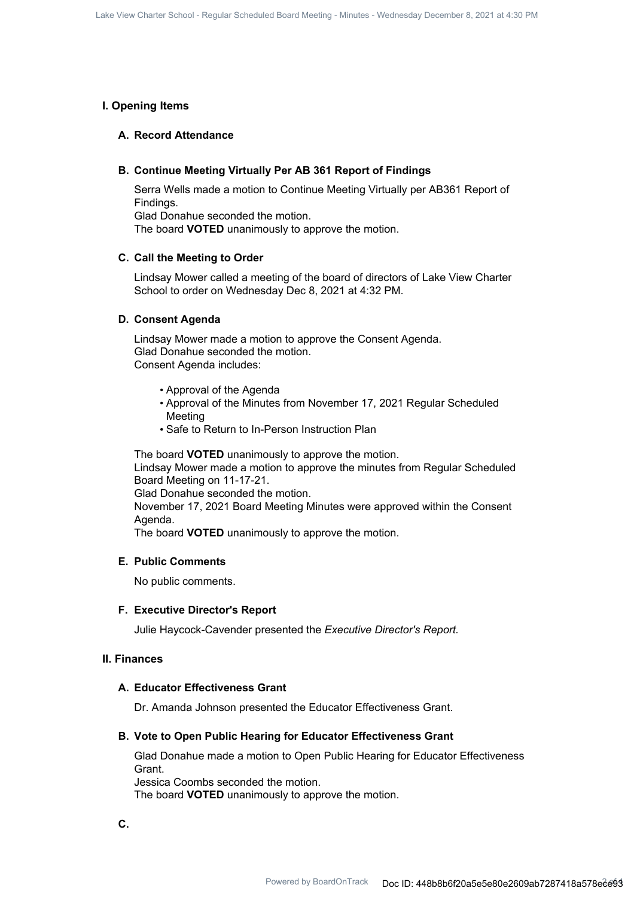## I. Opening Items

### A. Record Attendance

### B. Continue Meeting Virtually Per AB 361 Report of Findings

Serra Wells made a motion to Continue Meeting Virtually per AB361 Report of Findings.
Glad Donahue seconded the motion.
The board **VOTED** unanimously to approve the motion.

### C. Call the Meeting to Order

Lindsay Mower called a meeting of the board of directors of Lake View Charter School to order on Wednesday Dec 8, 2021 at 4:32 PM.

### D. Consent Agenda

Lindsay Mower made a motion to approve the Consent Agenda.
Glad Donahue seconded the motion.
Consent Agenda includes:

- Approval of the Agenda
- Approval of the Minutes from November 17, 2021 Regular Scheduled Meeting
- Safe to Return to In-Person Instruction Plan

The board **VOTED** unanimously to approve the motion.
Lindsay Mower made a motion to approve the minutes from Regular Scheduled Board Meeting on 11-17-21.
Glad Donahue seconded the motion.
November 17, 2021 Board Meeting Minutes were approved within the Consent Agenda.
The board **VOTED** unanimously to approve the motion.

### E. Public Comments

No public comments.

### F. Executive Director's Report

Julie Haycock-Cavender presented the *Executive Director's Report.*

## II. Finances

### A. Educator Effectiveness Grant

Dr. Amanda Johnson presented the Educator Effectiveness Grant.

### B. Vote to Open Public Hearing for Educator Effectiveness Grant

Glad Donahue made a motion to Open Public Hearing for Educator Effectiveness Grant.
Jessica Coombs seconded the motion.
The board **VOTED** unanimously to approve the motion.

### C.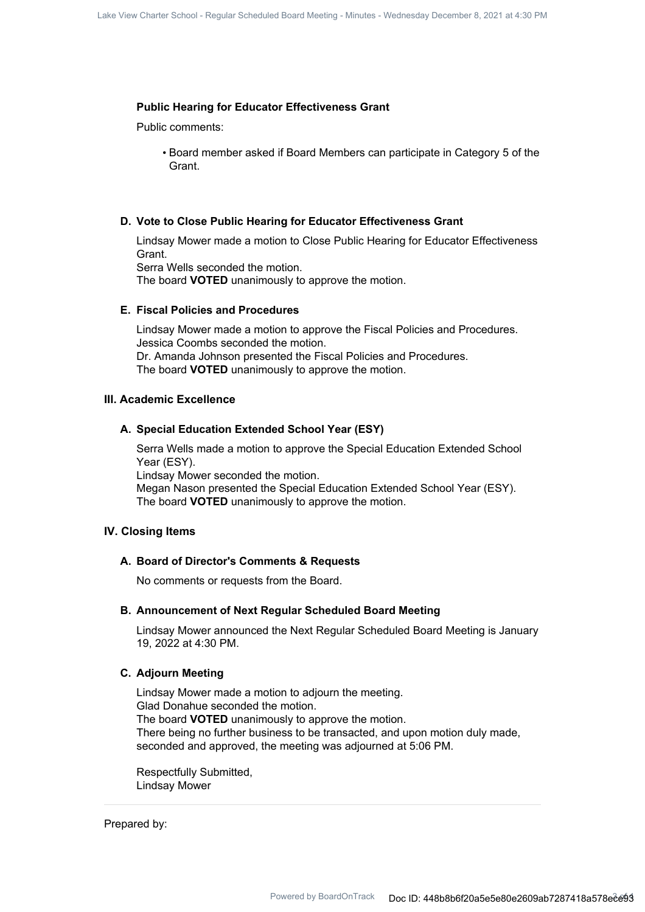### Public Hearing for Educator Effectiveness Grant

Public comments:

- Board member asked if Board Members can participate in Category 5 of the Grant.

### D. Vote to Close Public Hearing for Educator Effectiveness Grant

Lindsay Mower made a motion to Close Public Hearing for Educator Effectiveness Grant.
Serra Wells seconded the motion.
The board **VOTED** unanimously to approve the motion.

### E. Fiscal Policies and Procedures

Lindsay Mower made a motion to approve the Fiscal Policies and Procedures.
Jessica Coombs seconded the motion.
Dr. Amanda Johnson presented the Fiscal Policies and Procedures.
The board **VOTED** unanimously to approve the motion.

## III. Academic Excellence

### A. Special Education Extended School Year (ESY)

Serra Wells made a motion to approve the Special Education Extended School Year (ESY).
Lindsay Mower seconded the motion.
Megan Nason presented the Special Education Extended School Year (ESY).
The board **VOTED** unanimously to approve the motion.

## IV. Closing Items

### A. Board of Director's Comments & Requests

No comments or requests from the Board.

### B. Announcement of Next Regular Scheduled Board Meeting

Lindsay Mower announced the Next Regular Scheduled Board Meeting is January 19, 2022 at 4:30 PM.

### C. Adjourn Meeting

Lindsay Mower made a motion to adjourn the meeting.
Glad Donahue seconded the motion.
The board **VOTED** unanimously to approve the motion.
There being no further business to be transacted, and upon motion duly made, seconded and approved, the meeting was adjourned at 5:06 PM.

Respectfully Submitted,
Lindsay Mower

---

Prepared by: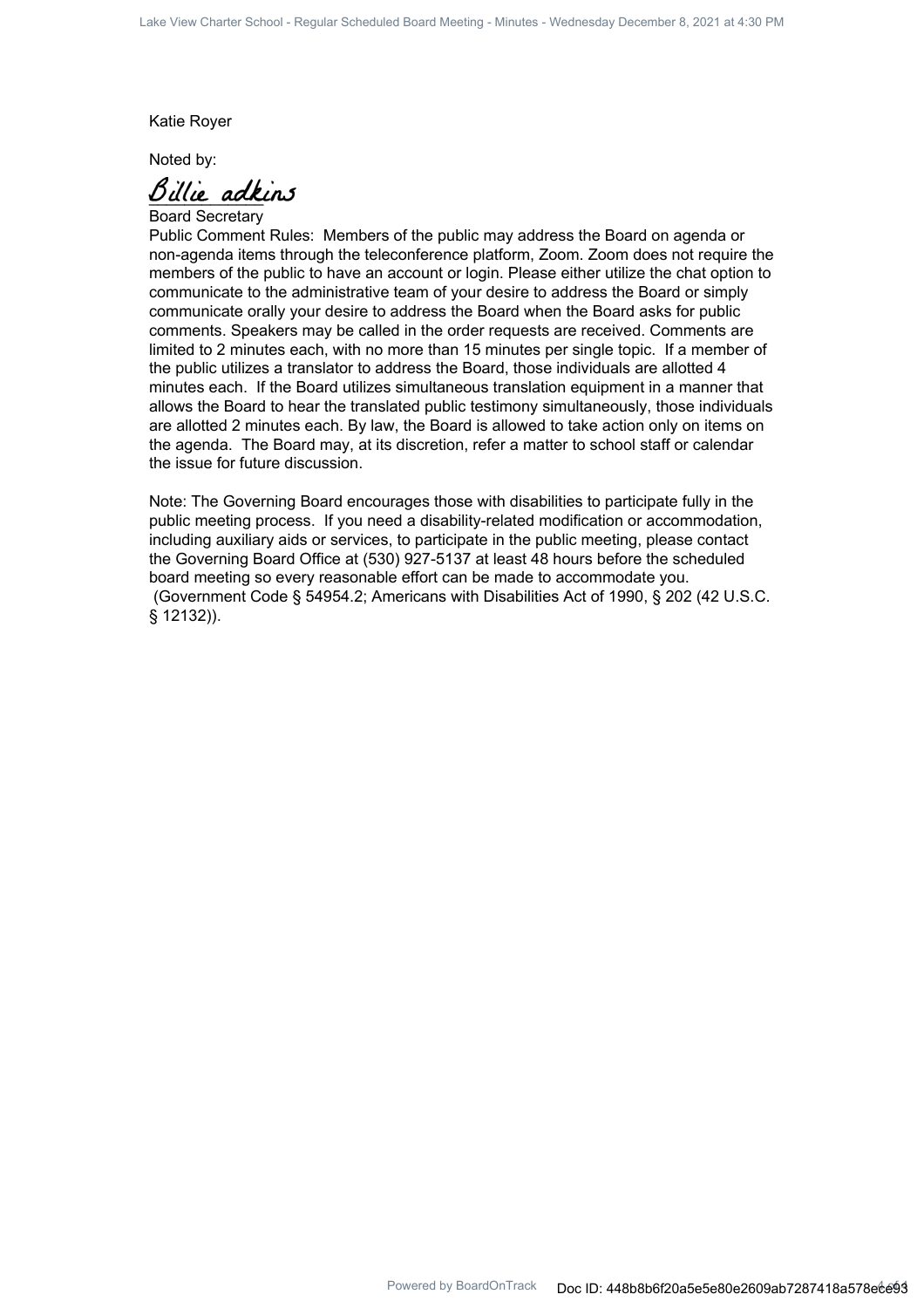Katie Royer

Noted by:

Billie adkins

Board Secretary

Public Comment Rules: Members of the public may address the Board on agenda or non-agenda items through the teleconference platform, Zoom. Zoom does not require the members of the public to have an account or login. Please either utilize the chat option to communicate to the administrative team of your desire to address the Board or simply communicate orally your desire to address the Board when the Board asks for public comments. Speakers may be called in the order requests are received. Comments are limited to 2 minutes each, with no more than 15 minutes per single topic. If a member of the public utilizes a translator to address the Board, those individuals are allotted 4 minutes each. If the Board utilizes simultaneous translation equipment in a manner that allows the Board to hear the translated public testimony simultaneously, those individuals are allotted 2 minutes each. By law, the Board is allowed to take action only on items on the agenda. The Board may, at its discretion, refer a matter to school staff or calendar the issue for future discussion.

Note: The Governing Board encourages those with disabilities to participate fully in the public meeting process. If you need a disability-related modification or accommodation, including auxiliary aids or services, to participate in the public meeting, please contact the Governing Board Office at (530) 927-5137 at least 48 hours before the scheduled board meeting so every reasonable effort can be made to accommodate you. (Government Code § 54954.2; Americans with Disabilities Act of 1990, § 202 (42 U.S.C. § 12132)).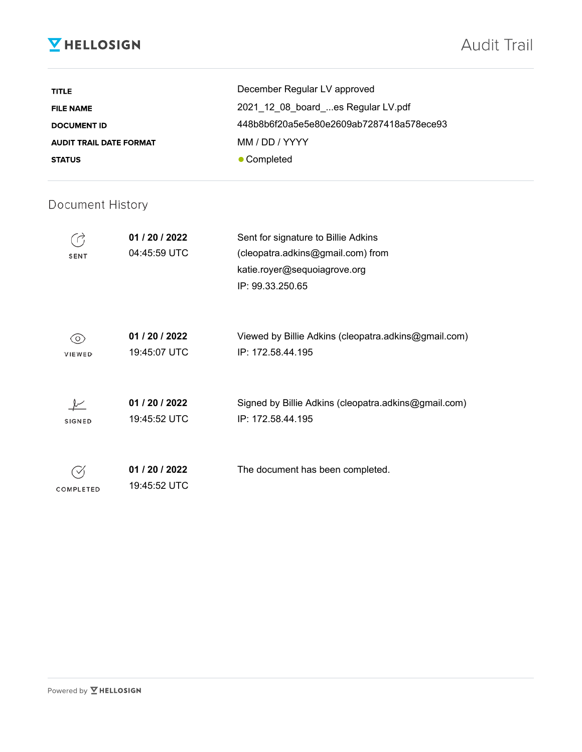HELLOSIGN

# Audit Trail

| | |
|---|---|
| **TITLE** | December Regular LV approved |
| **FILE NAME** | 2021_12_08_board_...es Regular LV.pdf |
| **DOCUMENT ID** | 448b8b6f20a5e5e80e2609ab7287418a578ece93 |
| **AUDIT TRAIL DATE FORMAT** | MM / DD / YYYY |
| **STATUS** | ● Completed |

## Document History

| | | |
|---|---|---|
| SENT | **01 / 20 / 2022** 04:45:59 UTC | Sent for signature to Billie Adkins (cleopatra.adkins@gmail.com) from katie.royer@sequoiagrove.org IP: 99.33.250.65 |
| VIEWED | **01 / 20 / 2022** 19:45:07 UTC | Viewed by Billie Adkins (cleopatra.adkins@gmail.com) IP: 172.58.44.195 |
| SIGNED | **01 / 20 / 2022** 19:45:52 UTC | Signed by Billie Adkins (cleopatra.adkins@gmail.com) IP: 172.58.44.195 |
| COMPLETED | **01 / 20 / 2022** 19:45:52 UTC | The document has been completed. |

Powered by HELLOSIGN